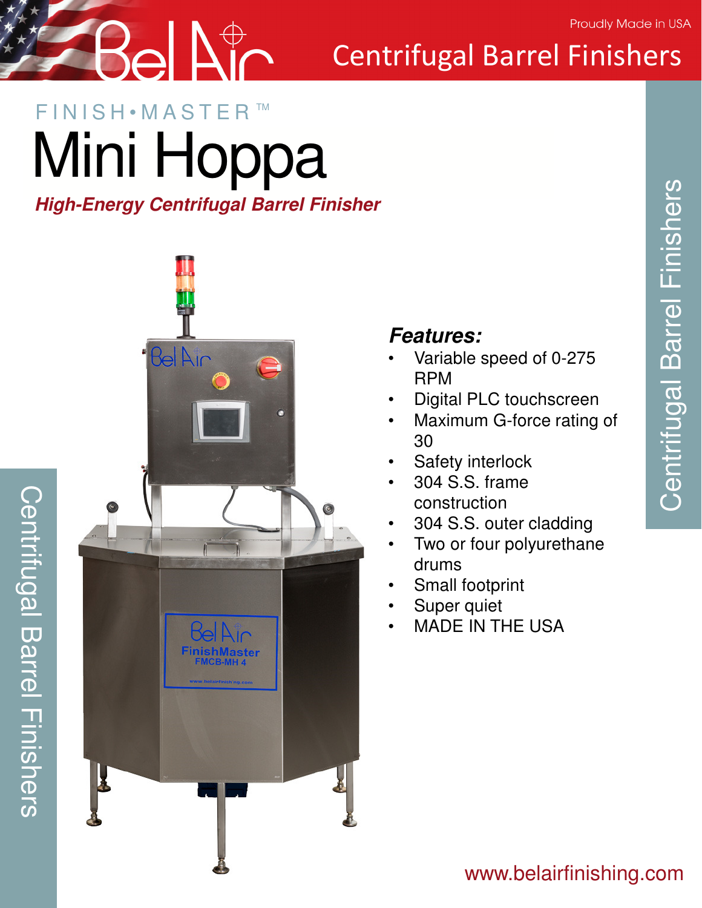Proudly Made in USA

# Centrifugal Barrel Finishers

FINISH•MASTER ™

# Mini Hoppa

***High-Energy Centrifugal Barrel Finisher***

### *Features:*

- Variable speed of 0-275 RPM
- Digital PLC touchscreen
- Maximum G-force rating of 30
- Safety interlock
- 304 S.S. frame construction
- 304 S.S. outer cladding
- Two or four polyurethane drums
- Small footprint
- Super quiet
- MADE IN THE USA

www.belairfinishing.com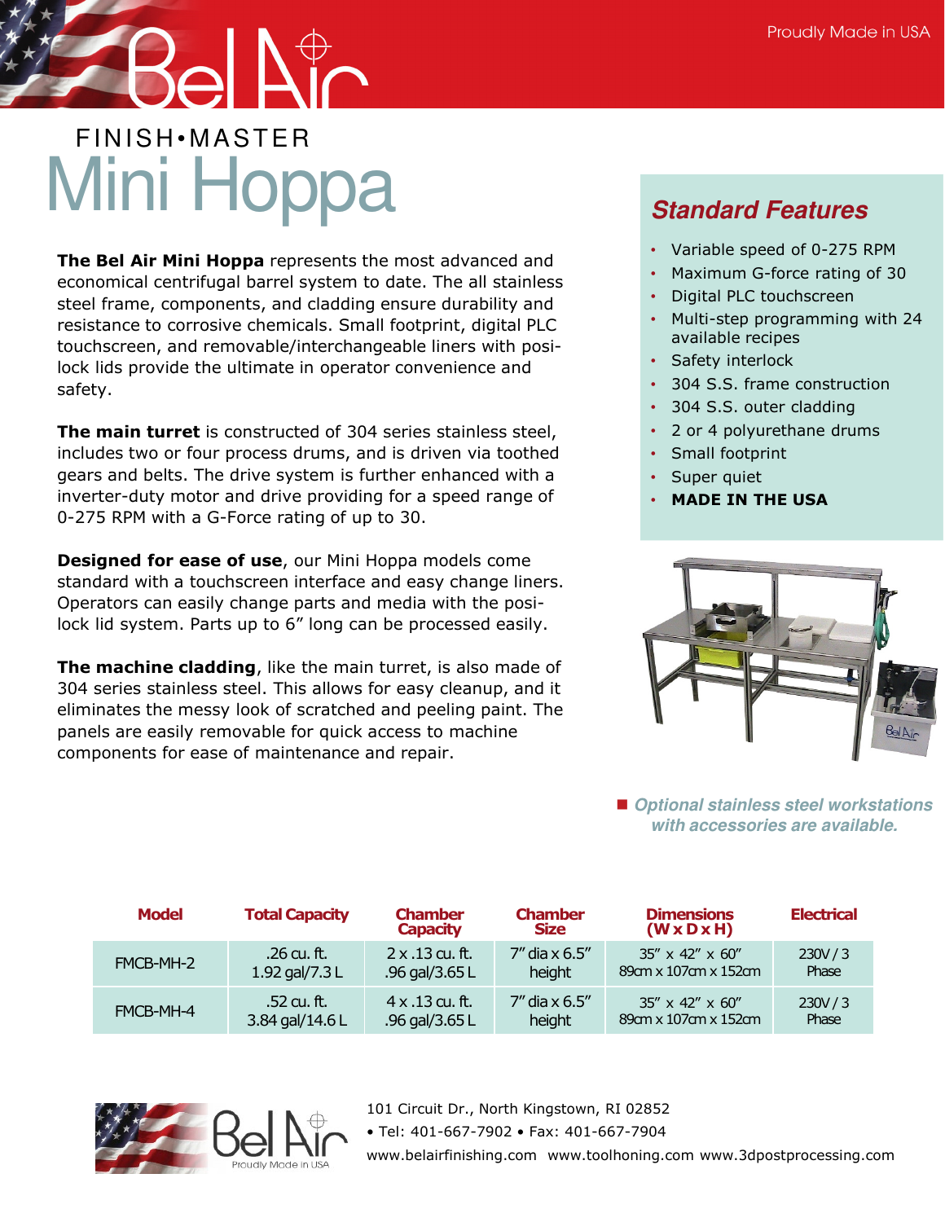# FINISH•MASTER
# Mini Hoppa

**The Bel Air Mini Hoppa** represents the most advanced and economical centrifugal barrel system to date. The all stainless steel frame, components, and cladding ensure durability and resistance to corrosive chemicals. Small footprint, digital PLC touchscreen, and removable/interchangeable liners with posi-lock lids provide the ultimate in operator convenience and safety.

**The main turret** is constructed of 304 series stainless steel, includes two or four process drums, and is driven via toothed gears and belts. The drive system is further enhanced with a inverter-duty motor and drive providing for a speed range of 0-275 RPM with a G-Force rating of up to 30.

**Designed for ease of use**, our Mini Hoppa models come standard with a touchscreen interface and easy change liners. Operators can easily change parts and media with the posi-lock lid system. Parts up to 6" long can be processed easily.

**The machine cladding**, like the main turret, is also made of 304 series stainless steel. This allows for easy cleanup, and it eliminates the messy look of scratched and peeling paint. The panels are easily removable for quick access to machine components for ease of maintenance and repair.

## Standard Features

- Variable speed of 0-275 RPM
- Maximum G-force rating of 30
- Digital PLC touchscreen
- Multi-step programming with 24 available recipes
- Safety interlock
- 304 S.S. frame construction
- 304 S.S. outer cladding
- 2 or 4 polyurethane drums
- Small footprint
- Super quiet
- **MADE IN THE USA**

*Optional stainless steel workstations with accessories are available.*

| Model | Total Capacity | Chamber Capacity | Chamber Size | Dimensions (W x D x H) | Electrical |
|---|---|---|---|---|---|
| FMCB-MH-2 | .26 cu. ft. 1.92 gal/7.3 L | 2 x .13 cu. ft. .96 gal/3.65 L | 7" dia x 6.5" height | 35" x 42" x 60" 89cm x 107cm x 152cm | 230V / 3 Phase |
| FMCB-MH-4 | .52 cu. ft. 3.84 gal/14.6 L | 4 x .13 cu. ft. .96 gal/3.65 L | 7" dia x 6.5" height | 35" x 42" x 60" 89cm x 107cm x 152cm | 230V / 3 Phase |

101 Circuit Dr., North Kingstown, RI 02852
• Tel: 401-667-7902 • Fax: 401-667-7904
www.belairfinishing.com www.toolhoning.com www.3dpostprocessing.com